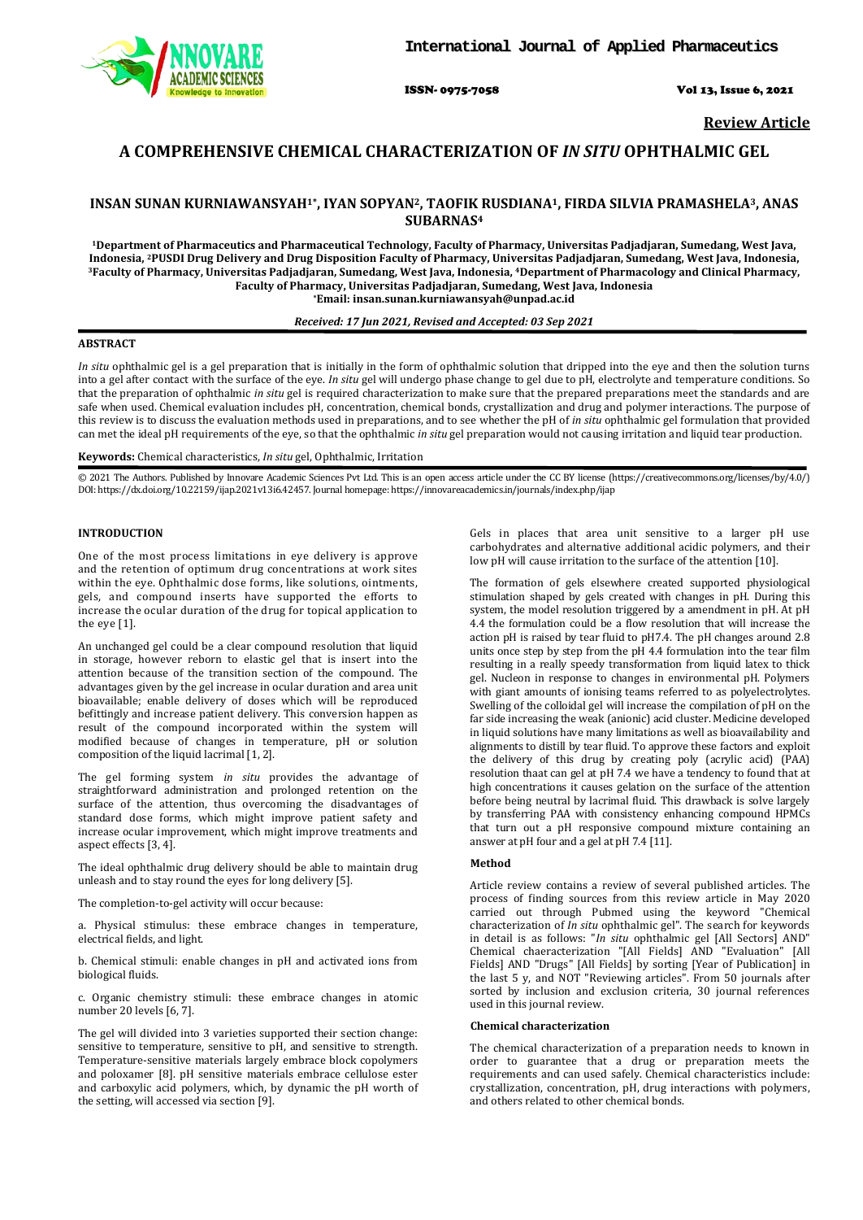# A COMPREHENSIVE CHEMICAL CHARACTERIZATION OF *IN SITU* OPHTHALMIC GEL

**INSAN SUNAN KURNIAWANSYAH[1*], IYAN SOPYAN[2], TAOFIK RUSDIANA[1], FIRDA SILVIA PRAMASHELA[3], ANAS SUBARNAS[4]**

**[1]Department of Pharmaceutics and Pharmaceutical Technology, Faculty of Pharmacy, Universitas Padjadjaran, Sumedang, West Java, Indonesia, [2]PUSDI Drug Delivery and Drug Disposition Faculty of Pharmacy, Universitas Padjadjaran, Sumedang, West Java, Indonesia, [3]Faculty of Pharmacy, Universitas Padjadjaran, Sumedang, West Java, Indonesia, [4]Department of Pharmacology and Clinical Pharmacy, Faculty of Pharmacy, Universitas Padjadjaran, Sumedang, West Java, Indonesia**
**[*]Email: insan.sunan.kurniawansyah@unpad.ac.id**

*Received: 17 Jun 2021, Revised and Accepted: 03 Sep 2021*

## ABSTRACT

*In situ* ophthalmic gel is a gel preparation that is initially in the form of ophthalmic solution that dripped into the eye and then the solution turns into a gel after contact with the surface of the eye. *In situ* gel will undergo phase change to gel due to pH, electrolyte and temperature conditions. So that the preparation of ophthalmic *in situ* gel is required characterization to make sure that the prepared preparations meet the standards and are safe when used. Chemical evaluation includes pH, concentration, chemical bonds, crystallization and drug and polymer interactions. The purpose of this review is to discuss the evaluation methods used in preparations, and to see whether the pH of *in situ* ophthalmic gel formulation that provided can met the ideal pH requirements of the eye, so that the ophthalmic *in situ* gel preparation would not causing irritation and liquid tear production.

**Keywords:** Chemical characteristics, *In situ* gel, Ophthalmic, Irritation

© 2021 The Authors. Published by Innovare Academic Sciences Pvt Ltd. This is an open access article under the CC BY license (https://creativecommons.org/licenses/by/4.0/)
DOI: https://dx.doi.org/10.22159/ijap.2021v13i6.42457. Journal homepage: https://innovareacademics.in/journals/index.php/ijap

## INTRODUCTION

One of the most process limitations in eye delivery is approve and the retention of optimum drug concentrations at work sites within the eye. Ophthalmic dose forms, like solutions, ointments, gels, and compound inserts have supported the efforts to increase the ocular duration of the drug for topical application to the eye [1].

An unchanged gel could be a clear compound resolution that liquid in storage, however reborn to elastic gel that is insert into the attention because of the transition section of the compound. The advantages given by the gel increase in ocular duration and area unit bioavailable; enable delivery of doses which will be reproduced befittingly and increase patient delivery. This conversion happen as result of the compound incorporated within the system will modified because of changes in temperature, pH or solution composition of the liquid lacrimal [1, 2].

The gel forming system *in situ* provides the advantage of straightforward administration and prolonged retention on the surface of the attention, thus overcoming the disadvantages of standard dose forms, which might improve patient safety and increase ocular improvement, which might improve treatments and aspect effects [3, 4].

The ideal ophthalmic drug delivery should be able to maintain drug unleash and to stay round the eyes for long delivery [5].

The completion-to-gel activity will occur because:

a. Physical stimulus: these embrace changes in temperature, electrical fields, and light.

b. Chemical stimuli: enable changes in pH and activated ions from biological fluids.

c. Organic chemistry stimuli: these embrace changes in atomic number 20 levels [6, 7].

The gel will divided into 3 varieties supported their section change: sensitive to temperature, sensitive to pH, and sensitive to strength. Temperature-sensitive materials largely embrace block copolymers and poloxamer [8]. pH sensitive materials embrace cellulose ester and carboxylic acid polymers, which, by dynamic the pH worth of the setting, will accessed via section [9].

Gels in places that area unit sensitive to a larger pH use carbohydrates and alternative additional acidic polymers, and their low pH will cause irritation to the surface of the attention [10].

The formation of gels elsewhere created supported physiological stimulation shaped by gels created with changes in pH. During this system, the model resolution triggered by a amendment in pH. At pH 4.4 the formulation could be a flow resolution that will increase the action pH is raised by tear fluid to pH7.4. The pH changes around 2.8 units once step by step from the pH 4.4 formulation into the tear film resulting in a really speedy transformation from liquid latex to thick gel. Nucleon in response to changes in environmental pH. Polymers with giant amounts of ionising teams referred to as polyelectrolytes. Swelling of the colloidal gel will increase the compilation of pH on the far side increasing the weak (anionic) acid cluster. Medicine developed in liquid solutions have many limitations as well as bioavailability and alignments to distill by tear fluid. To approve these factors and exploit the delivery of this drug by creating poly (acrylic acid) (PAA) resolution thaat can gel at pH 7.4 we have a tendency to found that at high concentrations it causes gelation on the surface of the attention before being neutral by lacrimal fluid. This drawback is solve largely by transferring PAA with consistency enhancing compound HPMCs that turn out a pH responsive compound mixture containing an answer at pH four and a gel at pH 7.4 [11].

### Method

Article review contains a review of several published articles. The process of finding sources from this review article in May 2020 carried out through Pubmed using the keyword "Chemical characterization of *In situ* ophthalmic gel". The search for keywords in detail is as follows: "*In situ* ophthalmic gel [All Sectors] AND" Chemical chaeracterization "[All Fields] AND "Evaluation" [All Fields] AND "Drugs" [All Fields] by sorting [Year of Publication] in the last 5 y, and NOT "Reviewing articles". From 50 journals after sorted by inclusion and exclusion criteria, 30 journal references used in this journal review.

### Chemical characterization

The chemical characterization of a preparation needs to known in order to guarantee that a drug or preparation meets the requirements and can used safely. Chemical characteristics include: crystallization, concentration, pH, drug interactions with polymers, and others related to other chemical bonds.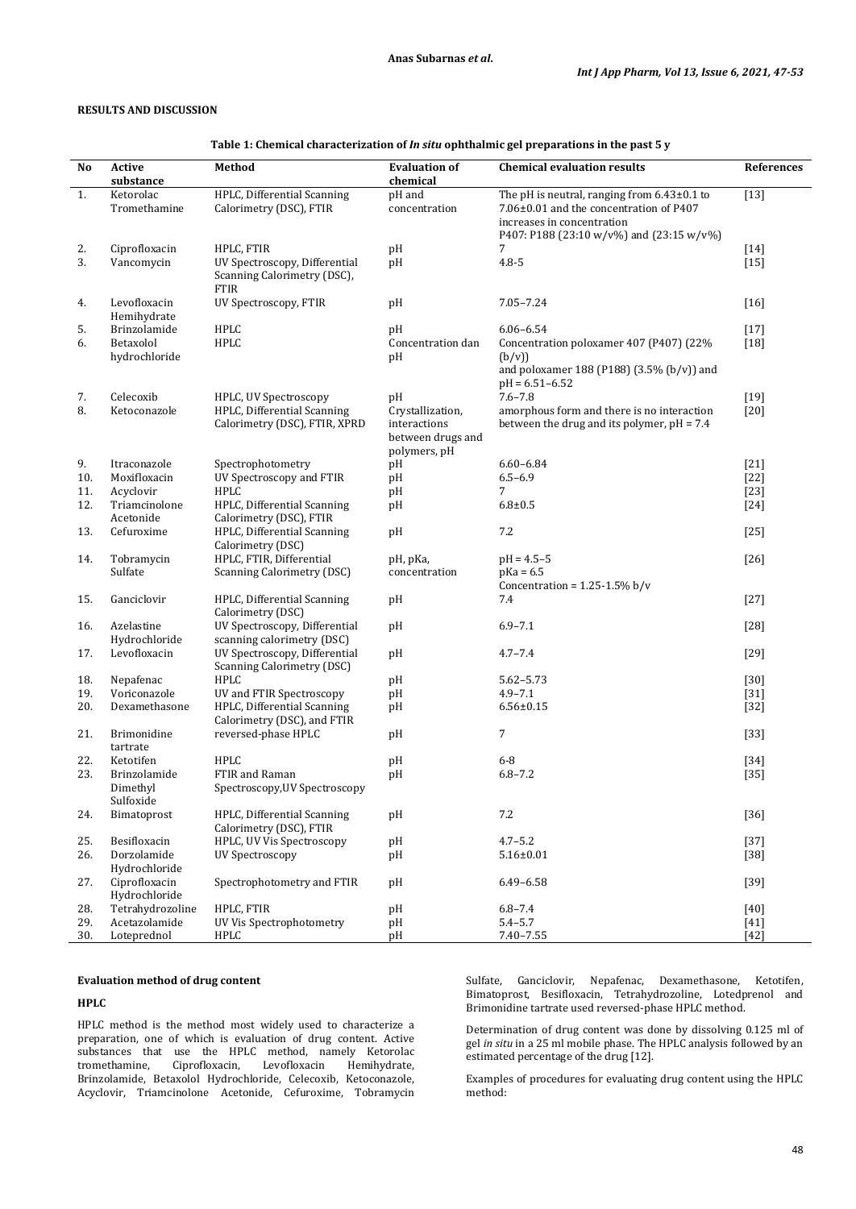## RESULTS AND DISCUSSION

**Table 1: Chemical characterization of *In situ* ophthalmic gel preparations in the past 5 y**

| No | Active substance | Method | Evaluation of chemical | Chemical evaluation results | References |
|---|---|---|---|---|---|
| 1. | Ketorolac Tromethamine | HPLC, Differential Scanning Calorimetry (DSC), FTIR | pH and concentration | The pH is neutral, ranging from 6.43±0.1 to 7.06±0.01 and the concentration of P407 increases in concentration P407: P188 (23:10 w/v%) and (23:15 w/v%) | [13] |
| 2. | Ciprofloxacin | HPLC, FTIR | pH | 7 | [14] |
| 3. | Vancomycin | UV Spectroscopy, Differential Scanning Calorimetry (DSC), FTIR | pH | 4.8-5 | [15] |
| 4. | Levofloxacin Hemihydrate | UV Spectroscopy, FTIR | pH | 7.05–7.24 | [16] |
| 5. | Brinzolamide | HPLC | pH | 6.06–6.54 | [17] |
| 6. | Betaxolol hydrochloride | HPLC | Concentration dan pH | Concentration poloxamer 407 (P407) (22% (b/v)) and poloxamer 188 (P188) (3.5% (b/v)) and pH = 6.51–6.52 | [18] |
| 7. | Celecoxib | HPLC, UV Spectroscopy | pH | 7.6–7.8 | [19] |
| 8. | Ketoconazole | HPLC, Differential Scanning Calorimetry (DSC), FTIR, XPRD | Crystallization, interactions between drugs and polymers, pH | amorphous form and there is no interaction between the drug and its polymer, pH = 7.4 | [20] |
| 9. | Itraconazole | Spectrophotometry | pH | 6.60–6.84 | [21] |
| 10. | Moxifloxacin | UV Spectroscopy and FTIR | pH | 6.5–6.9 | [22] |
| 11. | Acyclovir | HPLC | pH | 7 | [23] |
| 12. | Triamcinolone Acetonide | HPLC, Differential Scanning Calorimetry (DSC), FTIR | pH | 6.8±0.5 | [24] |
| 13. | Cefuroxime | HPLC, Differential Scanning Calorimetry (DSC) | pH | 7.2 | [25] |
| 14. | Tobramycin Sulfate | HPLC, FTIR, Differential Scanning Calorimetry (DSC) | pH, pKa, concentration | pH = 4.5–5<br>pKa = 6.5<br>Concentration = 1.25-1.5% b/v | [26] |
| 15. | Ganciclovir | HPLC, Differential Scanning Calorimetry (DSC) | pH | 7.4 | [27] |
| 16. | Azelastine Hydrochloride | UV Spectroscopy, Differential scanning calorimetry (DSC) | pH | 6.9–7.1 | [28] |
| 17. | Levofloxacin | UV Spectroscopy, Differential Scanning Calorimetry (DSC) | pH | 4.7–7.4 | [29] |
| 18. | Nepafenac | HPLC | pH | 5.62–5.73 | [30] |
| 19. | Voriconazole | UV and FTIR Spectroscopy | pH | 4.9–7.1 | [31] |
| 20. | Dexamethasone | HPLC, Differential Scanning Calorimetry (DSC), and FTIR | pH | 6.56±0.15 | [32] |
| 21. | Brimonidine tartrate | reversed-phase HPLC | pH | 7 | [33] |
| 22. | Ketotifen | HPLC | pH | 6-8 | [34] |
| 23. | Brinzolamide Dimethyl Sulfoxide | FTIR and Raman Spectroscopy,UV Spectroscopy | pH | 6.8–7.2 | [35] |
| 24. | Bimatoprost | HPLC, Differential Scanning Calorimetry (DSC), FTIR | pH | 7.2 | [36] |
| 25. | Besifloxacin | HPLC, UV Vis Spectroscopy | pH | 4.7–5.2 | [37] |
| 26. | Dorzolamide Hydrochloride | UV Spectroscopy | pH | 5.16±0.01 | [38] |
| 27. | Ciprofloxacin Hydrochloride | Spectrophotometry and FTIR | pH | 6.49–6.58 | [39] |
| 28. | Tetrahydrozoline | HPLC, FTIR | pH | 6.8–7.4 | [40] |
| 29. | Acetazolamide | UV Vis Spectrophotometry | pH | 5.4–5.7 | [41] |
| 30. | Loteprednol | HPLC | pH | 7.40–7.55 | [42] |

### Evaluation method of drug content

#### HPLC

HPLC method is the method most widely used to characterize a preparation, one of which is evaluation of drug content. Active substances that use the HPLC method, namely Ketorolac tromethamine, Ciprofloxacin, Levofloxacin Hemihydrate, Brinzolamide, Betaxolol Hydrochloride, Celecoxib, Ketoconazole, Acyclovir, Triamcinolone Acetonide, Cefuroxime, Tobramycin Sulfate, Ganciclovir, Nepafenac, Dexamethasone, Ketotifen, Bimatoprost, Besifloxacin, Tetrahydrozoline, Lotedprenol and Brimonidine tartrate used reversed-phase HPLC method.

Determination of drug content was done by dissolving 0.125 ml of gel *in situ* in a 25 ml mobile phase. The HPLC analysis followed by an estimated percentage of the drug [12].

Examples of procedures for evaluating drug content using the HPLC method: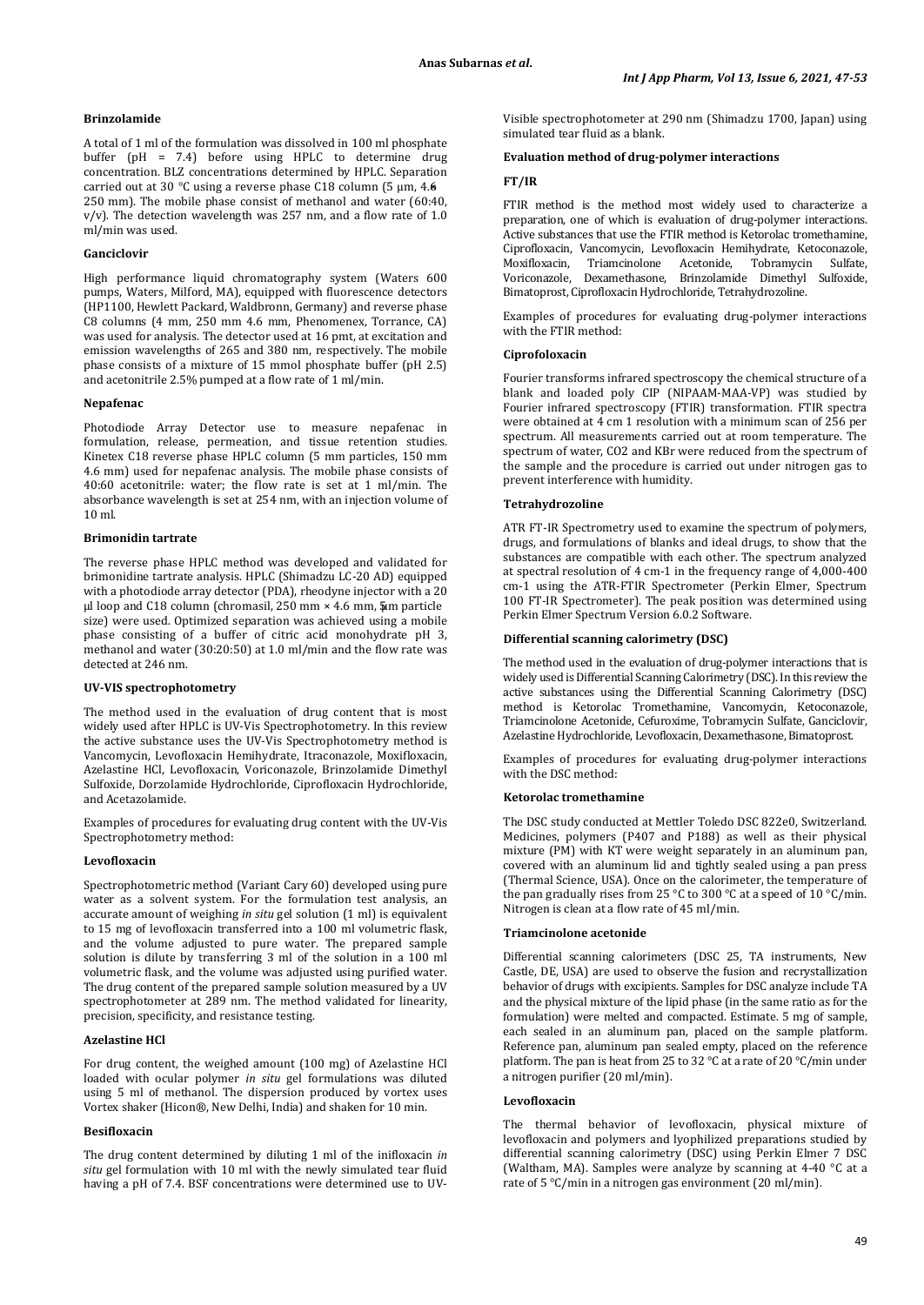### Brinzolamide

A total of 1 ml of the formulation was dissolved in 100 ml phosphate buffer (pH = 7.4) before using HPLC to determine drug concentration. BLZ concentrations determined by HPLC. Separation carried out at 30 °C using a reverse phase C18 column (5 µm, 4.6 250 mm). The mobile phase consist of methanol and water (60:40, v/v). The detection wavelength was 257 nm, and a flow rate of 1.0 ml/min was used.

### Ganciclovir

High performance liquid chromatography system (Waters 600 pumps, Waters, Milford, MA), equipped with fluorescence detectors (HP1100, Hewlett Packard, Waldbronn, Germany) and reverse phase C8 columns (4 mm, 250 mm 4.6 mm, Phenomenex, Torrance, CA) was used for analysis. The detector used at 16 pmt, at excitation and emission wavelengths of 265 and 380 nm, respectively. The mobile phase consists of a mixture of 15 mmol phosphate buffer (pH 2.5) and acetonitrile 2.5% pumped at a flow rate of 1 ml/min.

### Nepafenac

Photodiode Array Detector use to measure nepafenac in formulation, release, permeation, and tissue retention studies. Kinetex C18 reverse phase HPLC column (5 mm particles, 150 mm 4.6 mm) used for nepafenac analysis. The mobile phase consists of 40:60 acetonitrile: water; the flow rate is set at 1 ml/min. The absorbance wavelength is set at 254 nm, with an injection volume of 10 ml.

### Brimonidin tartrate

The reverse phase HPLC method was developed and validated for brimonidine tartrate analysis. HPLC (Shimadzu LC-20 AD) equipped with a photodiode array detector (PDA), rheodyne injector with a 20 µl loop and C18 column (chromasil, 250 mm × 4.6 mm, 5µm particle size) were used. Optimized separation was achieved using a mobile phase consisting of a buffer of citric acid monohydrate pH 3, methanol and water (30:20:50) at 1.0 ml/min and the flow rate was detected at 246 nm.

### UV-VIS spectrophotometry

The method used in the evaluation of drug content that is most widely used after HPLC is UV-Vis Spectrophotometry. In this review the active substance uses the UV-Vis Spectrophotometry method is Vancomycin, Levofloxacin Hemihydrate, Itraconazole, Moxifloxacin, Azelastine HCl, Levofloxacin, Voriconazole, Brinzolamide Dimethyl Sulfoxide, Dorzolamide Hydrochloride, Ciprofloxacin Hydrochloride, and Acetazolamide.

Examples of procedures for evaluating drug content with the UV-Vis Spectrophotometry method:

### Levofloxacin

Spectrophotometric method (Variant Cary 60) developed using pure water as a solvent system. For the formulation test analysis, an accurate amount of weighing *in situ* gel solution (1 ml) is equivalent to 15 mg of levofloxacin transferred into a 100 ml volumetric flask, and the volume adjusted to pure water. The prepared sample solution is dilute by transferring 3 ml of the solution in a 100 ml volumetric flask, and the volume was adjusted using purified water. The drug content of the prepared sample solution measured by a UV spectrophotometer at 289 nm. The method validated for linearity, precision, specificity, and resistance testing.

### Azelastine HCl

For drug content, the weighed amount (100 mg) of Azelastine HCl loaded with ocular polymer *in situ* gel formulations was diluted using 5 ml of methanol. The dispersion produced by vortex uses Vortex shaker (Hicon®, New Delhi, India) and shaken for 10 min.

### Besifloxacin

The drug content determined by diluting 1 ml of the inifloxacin *in situ* gel formulation with 10 ml with the newly simulated tear fluid having a pH of 7.4. BSF concentrations were determined use to UV-Visible spectrophotometer at 290 nm (Shimadzu 1700, Japan) using simulated tear fluid as a blank.

### Evaluation method of drug-polymer interactions

### FT/IR

FTIR method is the method most widely used to characterize a preparation, one of which is evaluation of drug-polymer interactions. Active substances that use the FTIR method is Ketorolac tromethamine, Ciprofloxacin, Vancomycin, Levofloxacin Hemihydrate, Ketoconazole, Moxifloxacin, Triamcinolone Acetonide, Tobramycin Sulfate, Voriconazole, Dexamethasone, Brinzolamide Dimethyl Sulfoxide, Bimatoprost, Ciprofloxacin Hydrochloride, Tetrahydrozoline.

Examples of procedures for evaluating drug-polymer interactions with the FTIR method:

### Ciprofoloxacin

Fourier transforms infrared spectroscopy the chemical structure of a blank and loaded poly CIP (NIPAAM-MAA-VP) was studied by Fourier infrared spectroscopy (FTIR) transformation. FTIR spectra were obtained at 4 cm 1 resolution with a minimum scan of 256 per spectrum. All measurements carried out at room temperature. The spectrum of water, CO2 and KBr were reduced from the spectrum of the sample and the procedure is carried out under nitrogen gas to prevent interference with humidity.

### Tetrahydrozoline

ATR FT-IR Spectrometry used to examine the spectrum of polymers, drugs, and formulations of blanks and ideal drugs, to show that the substances are compatible with each other. The spectrum analyzed at spectral resolution of 4 cm-1 in the frequency range of 4,000-400 cm-1 using the ATR-FTIR Spectrometer (Perkin Elmer, Spectrum 100 FT-IR Spectrometer). The peak position was determined using Perkin Elmer Spectrum Version 6.0.2 Software.

### Differential scanning calorimetry (DSC)

The method used in the evaluation of drug-polymer interactions that is widely used is Differential Scanning Calorimetry (DSC). In this review the active substances using the Differential Scanning Calorimetry (DSC) method is Ketorolac Tromethamine, Vancomycin, Ketoconazole, Triamcinolone Acetonide, Cefuroxime, Tobramycin Sulfate, Ganciclovir, Azelastine Hydrochloride, Levofloxacin, Dexamethasone, Bimatoprost.

Examples of procedures for evaluating drug-polymer interactions with the DSC method:

### Ketorolac tromethamine

The DSC study conducted at Mettler Toledo DSC 822e0, Switzerland. Medicines, polymers (P407 and P188) as well as their physical mixture (PM) with KT were weight separately in an aluminum pan, covered with an aluminum lid and tightly sealed using a pan press (Thermal Science, USA). Once on the calorimeter, the temperature of the pan gradually rises from 25 °C to 300 °C at a speed of 10 °C/min. Nitrogen is clean at a flow rate of 45 ml/min.

### Triamcinolone acetonide

Differential scanning calorimeters (DSC 25, TA instruments, New Castle, DE, USA) are used to observe the fusion and recrystallization behavior of drugs with excipients. Samples for DSC analyze include TA and the physical mixture of the lipid phase (in the same ratio as for the formulation) were melted and compacted. Estimate. 5 mg of sample, each sealed in an aluminum pan, placed on the sample platform. Reference pan, aluminum pan sealed empty, placed on the reference platform. The pan is heat from 25 to 32 °C at a rate of 20 °C/min under a nitrogen purifier (20 ml/min).

### Levofloxacin

The thermal behavior of levofloxacin, physical mixture of levofloxacin and polymers and lyophilized preparations studied by differential scanning calorimetry (DSC) using Perkin Elmer 7 DSC (Waltham, MA). Samples were analyze by scanning at 4-40 °C at a rate of 5 °C/min in a nitrogen gas environment (20 ml/min).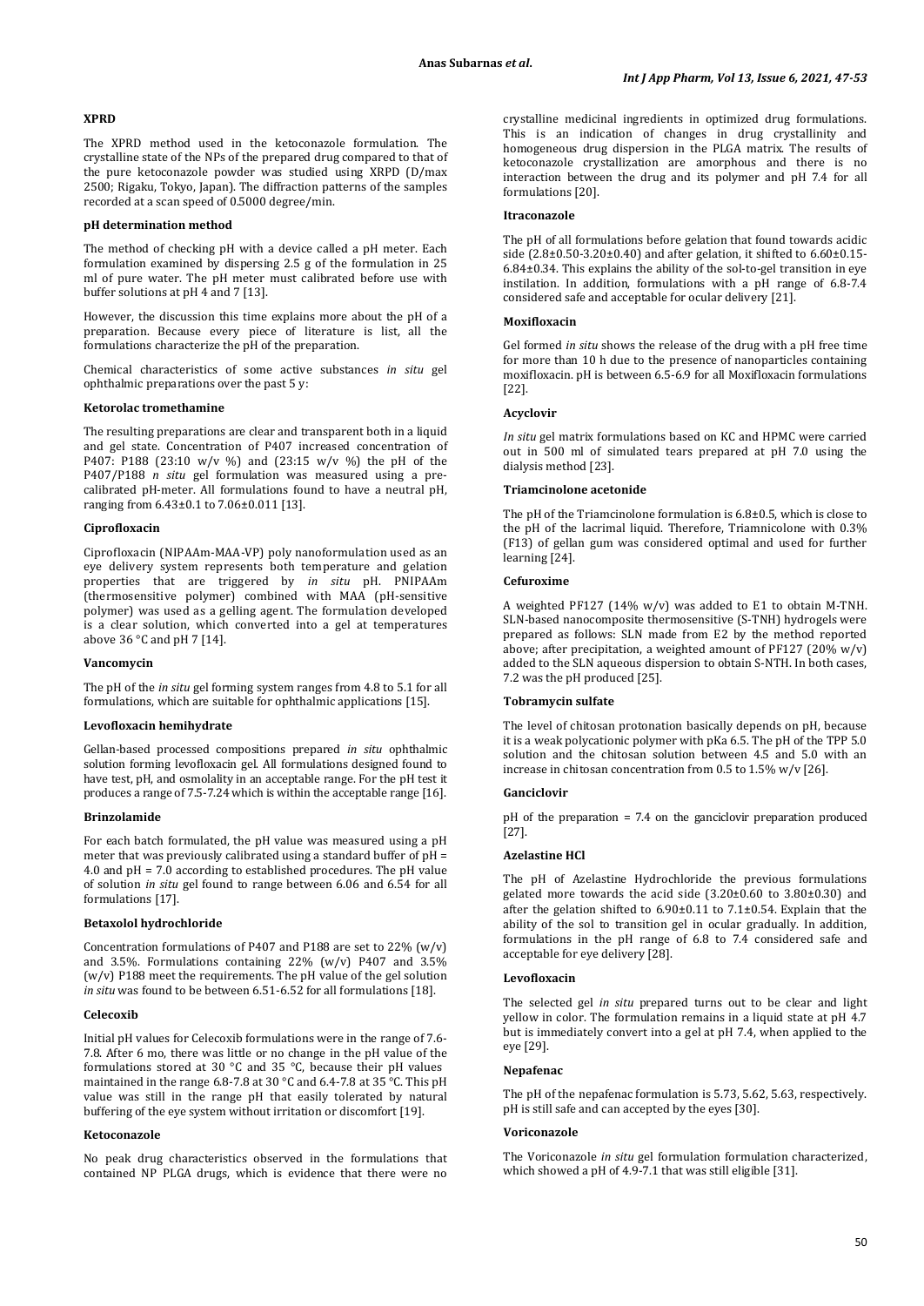### XPRD

The XPRD method used in the ketoconazole formulation. The crystalline state of the NPs of the prepared drug compared to that of the pure ketoconazole powder was studied using XRPD (D/max 2500; Rigaku, Tokyo, Japan). The diffraction patterns of the samples recorded at a scan speed of 0.5000 degree/min.

### pH determination method

The method of checking pH with a device called a pH meter. Each formulation examined by dispersing 2.5 g of the formulation in 25 ml of pure water. The pH meter must calibrated before use with buffer solutions at pH 4 and 7 [13].

However, the discussion this time explains more about the pH of a preparation. Because every piece of literature is list, all the formulations characterize the pH of the preparation.

Chemical characteristics of some active substances *in situ* gel ophthalmic preparations over the past 5 y:

### Ketorolac tromethamine

The resulting preparations are clear and transparent both in a liquid and gel state. Concentration of P407 increased concentration of P407: P188 (23:10 w/v %) and (23:15 w/v %) the pH of the P407/P188 *n situ* gel formulation was measured using a pre-calibrated pH-meter. All formulations found to have a neutral pH, ranging from 6.43±0.1 to 7.06±0.011 [13].

### Ciprofloxacin

Ciprofloxacin (NIPAAm-MAA-VP) poly nanoformulation used as an eye delivery system represents both temperature and gelation properties that are triggered by *in situ* pH. PNIPAAm (thermosensitive polymer) combined with MAA (pH-sensitive polymer) was used as a gelling agent. The formulation developed is a clear solution, which converted into a gel at temperatures above 36 °C and pH 7 [14].

### Vancomycin

The pH of the *in situ* gel forming system ranges from 4.8 to 5.1 for all formulations, which are suitable for ophthalmic applications [15].

### Levofloxacin hemihydrate

Gellan-based processed compositions prepared *in situ* ophthalmic solution forming levofloxacin gel. All formulations designed found to have test, pH, and osmolality in an acceptable range. For the pH test it produces a range of 7.5-7.24 which is within the acceptable range [16].

### Brinzolamide

For each batch formulated, the pH value was measured using a pH meter that was previously calibrated using a standard buffer of pH = 4.0 and pH = 7.0 according to established procedures. The pH value of solution *in situ* gel found to range between 6.06 and 6.54 for all formulations [17].

### Betaxolol hydrochloride

Concentration formulations of P407 and P188 are set to 22% (w/v) and 3.5%. Formulations containing 22% (w/v) P407 and 3.5% (w/v) P188 meet the requirements. The pH value of the gel solution *in situ* was found to be between 6.51-6.52 for all formulations [18].

### Celecoxib

Initial pH values for Celecoxib formulations were in the range of 7.6-7.8. After 6 mo, there was little or no change in the pH value of the formulations stored at 30 °C and 35 °C, because their pH values maintained in the range 6.8-7.8 at 30 °C and 6.4-7.8 at 35 °C. This pH value was still in the range pH that easily tolerated by natural buffering of the eye system without irritation or discomfort [19].

### Ketoconazole

No peak drug characteristics observed in the formulations that contained NP PLGA drugs, which is evidence that there were no crystalline medicinal ingredients in optimized drug formulations. This is an indication of changes in drug crystallinity and homogeneous drug dispersion in the PLGA matrix. The results of ketoconazole crystallization are amorphous and there is no interaction between the drug and its polymer and pH 7.4 for all formulations [20].

### Itraconazole

The pH of all formulations before gelation that found towards acidic side (2.8±0.50-3.20±0.40) and after gelation, it shifted to 6.60±0.15-6.84±0.34. This explains the ability of the sol-to-gel transition in eye instilation. In addition, formulations with a pH range of 6.8-7.4 considered safe and acceptable for ocular delivery [21].

### Moxifloxacin

Gel formed *in situ* shows the release of the drug with a pH free time for more than 10 h due to the presence of nanoparticles containing moxifloxacin. pH is between 6.5-6.9 for all Moxifloxacin formulations [22].

### Acyclovir

*In situ* gel matrix formulations based on KC and HPMC were carried out in 500 ml of simulated tears prepared at pH 7.0 using the dialysis method [23].

### Triamcinolone acetonide

The pH of the Triamcinolone formulation is 6.8±0.5, which is close to the pH of the lacrimal liquid. Therefore, Triamnicolone with 0.3% (F13) of gellan gum was considered optimal and used for further learning [24].

### Cefuroxime

A weighted PF127 (14% w/v) was added to E1 to obtain M-TNH. SLN-based nanocomposite thermosensitive (S-TNH) hydrogels were prepared as follows: SLN made from E2 by the method reported above; after precipitation, a weighted amount of PF127 (20% w/v) added to the SLN aqueous dispersion to obtain S-NTH. In both cases, 7.2 was the pH produced [25].

### Tobramycin sulfate

The level of chitosan protonation basically depends on pH, because it is a weak polycationic polymer with pKa 6.5. The pH of the TPP 5.0 solution and the chitosan solution between 4.5 and 5.0 with an increase in chitosan concentration from 0.5 to 1.5% w/v [26].

### Ganciclovir

pH of the preparation = 7.4 on the ganciclovir preparation produced [27].

### Azelastine HCl

The pH of Azelastine Hydrochloride the previous formulations gelated more towards the acid side (3.20±0.60 to 3.80±0.30) and after the gelation shifted to 6.90±0.11 to 7.1±0.54. Explain that the ability of the sol to transition gel in ocular gradually. In addition, formulations in the pH range of 6.8 to 7.4 considered safe and acceptable for eye delivery [28].

### Levofloxacin

The selected gel *in situ* prepared turns out to be clear and light yellow in color. The formulation remains in a liquid state at pH 4.7 but is immediately convert into a gel at pH 7.4, when applied to the eye [29].

### Nepafenac

The pH of the nepafenac formulation is 5.73, 5.62, 5.63, respectively. pH is still safe and can accepted by the eyes [30].

### Voriconazole

The Voriconazole *in situ* gel formulation formulation characterized, which showed a pH of 4.9-7.1 that was still eligible [31].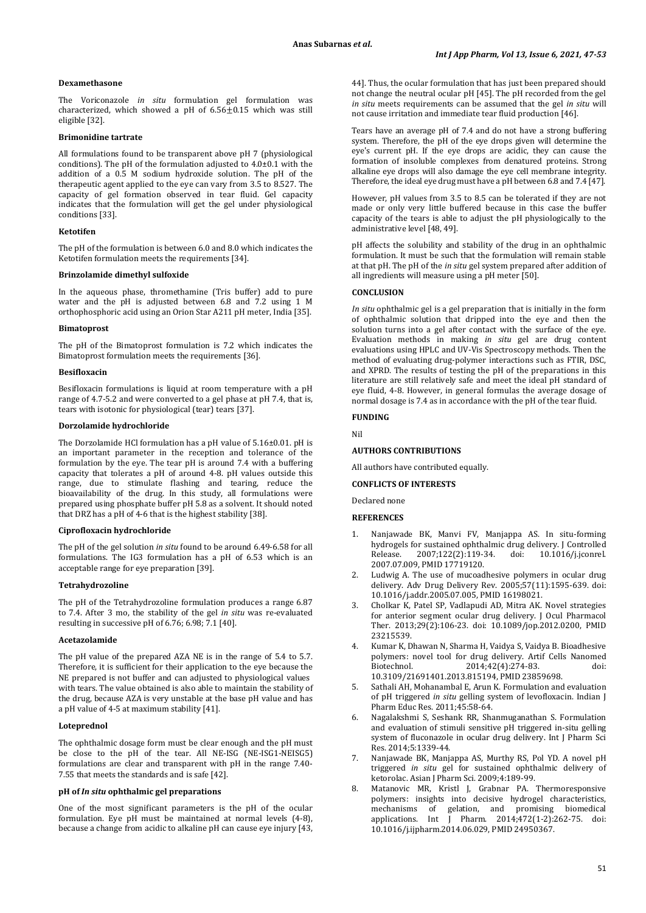**Dexamethasone**

The Voriconazole *in situ* formulation gel formulation was characterized, which showed a pH of 6.56±0.15 which was still eligible [32].

**Brimonidine tartrate**

All formulations found to be transparent above pH 7 (physiological conditions). The pH of the formulation adjusted to 4.0±0.1 with the addition of a 0.5 M sodium hydroxide solution. The pH of the therapeutic agent applied to the eye can vary from 3.5 to 8.527. The capacity of gel formation observed in tear fluid. Gel capacity indicates that the formulation will get the gel under physiological conditions [33].

**Ketotifen**

The pH of the formulation is between 6.0 and 8.0 which indicates the Ketotifen formulation meets the requirements [34].

**Brinzolamide dimethyl sulfoxide**

In the aqueous phase, thromethamine (Tris buffer) add to pure water and the pH is adjusted between 6.8 and 7.2 using 1 M orthophosphoric acid using an Orion Star A211 pH meter, India [35].

**Bimatoprost**

The pH of the Bimatoprost formulation is 7.2 which indicates the Bimatoprost formulation meets the requirements [36].

**Besifloxacin**

Besifloxacin formulations is liquid at room temperature with a pH range of 4.7-5.2 and were converted to a gel phase at pH 7.4, that is, tears with isotonic for physiological (tear) tears [37].

**Dorzolamide hydrochloride**

The Dorzolamide HCl formulation has a pH value of 5.16±0.01. pH is an important parameter in the reception and tolerance of the formulation by the eye. The tear pH is around 7.4 with a buffering capacity that tolerates a pH of around 4-8. pH values outside this range, due to stimulate flashing and tearing, reduce the bioavailability of the drug. In this study, all formulations were prepared using phosphate buffer pH 5.8 as a solvent. It should noted that DRZ has a pH of 4-6 that is the highest stability [38].

**Ciprofloxacin hydrochloride**

The pH of the gel solution *in situ* found to be around 6.49-6.58 for all formulations. The IG3 formulation has a pH of 6.53 which is an acceptable range for eye preparation [39].

**Tetrahydrozoline**

The pH of the Tetrahydrozoline formulation produces a range 6.87 to 7.4. After 3 mo, the stability of the gel *in situ* was re-evaluated resulting in successive pH of 6.76; 6.98; 7.1 [40].

**Acetazolamide**

The pH value of the prepared AZA NE is in the range of 5.4 to 5.7. Therefore, it is sufficient for their application to the eye because the NE prepared is not buffer and can adjusted to physiological values with tears. The value obtained is also able to maintain the stability of the drug, because AZA is very unstable at the base pH value and has a pH value of 4-5 at maximum stability [41].

**Loteprednol**

The ophthalmic dosage form must be clear enough and the pH must be close to the pH of the tear. All NE-ISG (NE-ISG1-NEISG5) formulations are clear and transparent with pH in the range 7.40-7.55 that meets the standards and is safe [42].

**pH of *In situ* ophthalmic gel preparations**

One of the most significant parameters is the pH of the ocular formulation. Eye pH must be maintained at normal levels (4-8), because a change from acidic to alkaline pH can cause eye injury [43, 44]. Thus, the ocular formulation that has just been prepared should not change the neutral ocular pH [45]. The pH recorded from the gel *in situ* meets requirements can be assumed that the gel *in situ* will not cause irritation and immediate tear fluid production [46].

Tears have an average pH of 7.4 and do not have a strong buffering system. Therefore, the pH of the eye drops given will determine the eye's current pH. If the eye drops are acidic, they can cause the formation of insoluble complexes from denatured proteins. Strong alkaline eye drops will also damage the eye cell membrane integrity. Therefore, the ideal eye drug must have a pH between 6.8 and 7.4 [47].

However, pH values from 3.5 to 8.5 can be tolerated if they are not made or only very little buffered because in this case the buffer capacity of the tears is able to adjust the pH physiologically to the administrative level [48, 49].

pH affects the solubility and stability of the drug in an ophthalmic formulation. It must be such that the formulation will remain stable at that pH. The pH of the *in situ* gel system prepared after addition of all ingredients will measure using a pH meter [50].

**CONCLUSION**

*In situ* ophthalmic gel is a gel preparation that is initially in the form of ophthalmic solution that dripped into the eye and then the solution turns into a gel after contact with the surface of the eye. Evaluation methods in making *in situ* gel are drug content evaluations using HPLC and UV-Vis Spectroscopy methods. Then the method of evaluating drug-polymer interactions such as FTIR, DSC, and XPRD. The results of testing the pH of the preparations in this literature are still relatively safe and meet the ideal pH standard of eye fluid, 4-8. However, in general formulas the average dosage of normal dosage is 7.4 as in accordance with the pH of the tear fluid.

**FUNDING**

Nil

**AUTHORS CONTRIBUTIONS**

All authors have contributed equally.

**CONFLICTS OF INTERESTS**

Declared none

**REFERENCES**

1. Nanjawade BK, Manvi FV, Manjappa AS. In situ-forming hydrogels for sustained ophthalmic drug delivery. J Controlled Release. 2007;122(2):119-34. doi: 10.1016/j.jconrel.2007.07.009, PMID 17719120.
2. Ludwig A. The use of mucoadhesive polymers in ocular drug delivery. Adv Drug Delivery Rev. 2005;57(11):1595-639. doi: 10.1016/j.addr.2005.07.005, PMID 16198021.
3. Cholkar K, Patel SP, Vadlapudi AD, Mitra AK. Novel strategies for anterior segment ocular drug delivery. J Ocul Pharmacol Ther. 2013;29(2):106-23. doi: 10.1089/jop.2012.0200, PMID 23215539.
4. Kumar K, Dhawan N, Sharma H, Vaidya S, Vaidya B. Bioadhesive polymers: novel tool for drug delivery. Artif Cells Nanomed Biotechnol. 2014;42(4):274-83. doi: 10.3109/21691401.2013.815194, PMID 23859698.
5. Sathali AH, Mohanambal E, Arun K. Formulation and evaluation of pH triggered *in situ* gelling system of levofloxacin. Indian J Pharm Educ Res. 2011;45:58-64.
6. Nagalakshmi S, Seshank RR, Shanmuganathan S. Formulation and evaluation of stimuli sensitive pH triggered in-situ gelling system of fluconazole in ocular drug delivery. Int J Pharm Sci Res. 2014;5:1339-44.
7. Nanjawade BK, Manjappa AS, Murthy RS, Pol YD. A novel pH triggered *in situ* gel for sustained ophthalmic delivery of ketorolac. Asian J Pharm Sci. 2009;4:189-99.
8. Matanovic MR, Kristl J, Grabnar PA. Thermoresponsive polymers: insights into decisive hydrogel characteristics, mechanisms of gelation, and promising biomedical applications. Int J Pharm. 2014;472(1-2):262-75. doi: 10.1016/j.ijpharm.2014.06.029, PMID 24950367.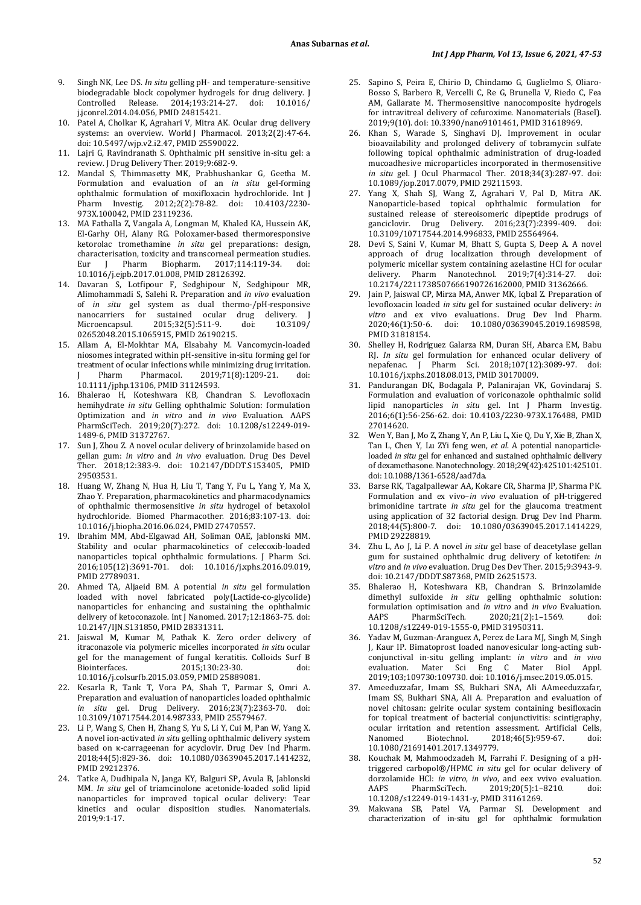9. Singh NK, Lee DS. *In situ* gelling pH- and temperature-sensitive biodegradable block copolymer hydrogels for drug delivery. J Controlled Release. 2014;193:214-27. doi: 10.1016/j.jconrel.2014.04.056, PMID 24815421.
10. Patel A, Cholkar K, Agrahari V, Mitra AK. Ocular drug delivery systems: an overview. World J Pharmacol. 2013;2(2):47-64. doi: 10.5497/wjp.v2.i2.47, PMID 25590022.
11. Lajri G, Ravindranath S. Ophthalmic pH sensitive in-situ gel: a review. J Drug Delivery Ther. 2019;9:682-9.
12. Mandal S, Thimmasetty MK, Prabhushankar G, Geetha M. Formulation and evaluation of an *in situ* gel-forming ophthalmic formulation of moxifloxacin hydrochloride. Int J Pharm Investig. 2012;2(2):78-82. doi: 10.4103/2230-973X.100042, PMID 23119236.
13. MA Fathalla Z, Vangala A, Longman M, Khaled KA, Hussein AK, El-Garhy OH, Alany RG. Poloxamer-based thermoresponsive ketorolac tromethamine *in situ* gel preparations: design, characterisation, toxicity and transcorneal permeation studies. Eur J Pharm Biopharm. 2017;114:119-34. doi: 10.1016/j.ejpb.2017.01.008, PMID 28126392.
14. Davaran S, Lotfipour F, Sedghipour N, Sedghipour MR, Alimohammadi S, Salehi R. Preparation and *in vivo* evaluation of *in situ* gel system as dual thermo-/pH-responsive nanocarriers for sustained ocular drug delivery. J Microencapsul. 2015;32(5):511-9. doi: 10.3109/02652048.2015.1065915, PMID 26190215.
15. Allam A, El-Mokhtar MA, Elsabahy M. Vancomycin-loaded niosomes integrated within pH-sensitive in-situ forming gel for treatment of ocular infections while minimizing drug irritation. J Pharm Pharmacol. 2019;71(8):1209-21. doi: 10.1111/jphp.13106, PMID 31124593.
16. Bhalerao H, Koteshwara KB, Chandran S. Levofloxacin hemihydrate *in situ* Gelling ophthalmic Solution: formulation Optimization and *in vitro* and *in vivo* Evaluation. AAPS PharmSciTech. 2019;20(7):272. doi: 10.1208/s12249-019-1489-6, PMID 31372767.
17. Sun J, Zhou Z. A novel ocular delivery of brinzolamide based on gellan gum: *in vitro* and *in vivo* evaluation. Drug Des Devel Ther. 2018;12:383-9. doi: 10.2147/DDDT.S153405, PMID 29503531.
18. Huang W, Zhang N, Hua H, Liu T, Tang Y, Fu L, Yang Y, Ma X, Zhao Y. Preparation, pharmacokinetics and pharmacodynamics of ophthalmic thermosensitive *in situ* hydrogel of betaxolol hydrochloride. Biomed Pharmacother. 2016;83:107-13. doi: 10.1016/j.biopha.2016.06.024, PMID 27470557.
19. Ibrahim MM, Abd-Elgawad AH, Soliman OAE, Jablonski MM. Stability and ocular pharmacokinetics of celecoxib-loaded nanoparticles topical ophthalmic formulations. J Pharm Sci. 2016;105(12):3691-701. doi: 10.1016/j.xphs.2016.09.019, PMID 27789031.
20. Ahmed TA, Aljaeid BM. A potential *in situ* gel formulation loaded with novel fabricated poly(Lactide-co-glycolide) nanoparticles for enhancing and sustaining the ophthalmic delivery of ketoconazole. Int J Nanomed. 2017;12:1863-75. doi: 10.2147/IJN.S131850, PMID 28331311.
21. Jaiswal M, Kumar M, Pathak K. Zero order delivery of itraconazole via polymeric micelles incorporated *in situ* ocular gel for the management of fungal keratitis. Colloids Surf B Biointerfaces. 2015;130:23-30. doi: 10.1016/j.colsurfb.2015.03.059, PMID 25889081.
22. Kesarla R, Tank T, Vora PA, Shah T, Parmar S, Omri A. Preparation and evaluation of nanoparticles loaded ophthalmic *in situ* gel. Drug Delivery. 2016;23(7):2363-70. doi: 10.3109/10717544.2014.987333, PMID 25579467.
23. Li P, Wang S, Chen H, Zhang S, Yu S, Li Y, Cui M, Pan W, Yang X. A novel ion-activated *in situ* gelling ophthalmic delivery system based on κ-carrageenan for acyclovir. Drug Dev Ind Pharm. 2018;44(5):829-36. doi: 10.1080/03639045.2017.1414232, PMID 29212376.
24. Tatke A, Dudhipala N, Janga KY, Balguri SP, Avula B, Jablonski MM. *In situ* gel of triamcinolone acetonide-loaded solid lipid nanoparticles for improved topical ocular delivery: Tear kinetics and ocular disposition studies. Nanomaterials. 2019;9:1-17.
25. Sapino S, Peira E, Chirio D, Chindamo G, Guglielmo S, Oliaro-Bosso S, Barbero R, Vercelli C, Re G, Brunella V, Riedo C, Fea AM, Gallarate M. Thermosensitive nanocomposite hydrogels for intravitreal delivery of cefuroxime. Nanomaterials (Basel). 2019;9(10). doi: 10.3390/nano9101461, PMID 31618969.
26. Khan S, Warade S, Singhavi DJ. Improvement in ocular bioavailability and prolonged delivery of tobramycin sulfate following topical ophthalmic administration of drug-loaded mucoadhesive microparticles incorporated in thermosensitive *in situ* gel. J Ocul Pharmacol Ther. 2018;34(3):287-97. doi: 10.1089/jop.2017.0079, PMID 29211593.
27. Yang X, Shah SJ, Wang Z, Agrahari V, Pal D, Mitra AK. Nanoparticle-based topical ophthalmic formulation for sustained release of stereoisomeric dipeptide prodrugs of ganciclovir. Drug Delivery. 2016;23(7):2399-409. doi: 10.3109/10717544.2014.996833, PMID 25564964.
28. Devi S, Saini V, Kumar M, Bhatt S, Gupta S, Deep A. A novel approach of drug localization through development of polymeric micellar system containing azelastine HCl for ocular delivery. Pharm Nanotechnol. 2019;7(4):314-27. doi: 10.2174/2211738507666190726162000, PMID 31362666.
29. Jain P, Jaiswal CP, Mirza MA, Anwer MK, Iqbal Z. Preparation of levofloxacin loaded *in situ* gel for sustained ocular delivery: *in vitro* and ex vivo evaluations. Drug Dev Ind Pharm. 2020;46(1):50-6. doi: 10.1080/03639045.2019.1698598, PMID 31818154.
30. Shelley H, Rodriguez Galarza RM, Duran SH, Abarca EM, Babu RJ. *In situ* gel formulation for enhanced ocular delivery of nepafenac. J Pharm Sci. 2018;107(12):3089-97. doi: 10.1016/j.xphs.2018.08.013, PMID 30170009.
31. Pandurangan DK, Bodagala P, Palanirajan VK, Govindaraj S. Formulation and evaluation of voriconazole ophthalmic solid lipid nanoparticles *in situ* gel. Int J Pharm Investig. 2016;6(1):56-256-62. doi: 10.4103/2230-973X.176488, PMID 27014620.
32. Wen Y, Ban J, Mo Z, Zhang Y, An P, Liu L, Xie Q, Du Y, Xie B, Zhan X, Tan L, Chen Y, Lu ZYi feng wen, *et al.* A potential nanoparticle-loaded *in situ* gel for enhanced and sustained ophthalmic delivery of dexamethasone. Nanotechnology. 2018;29(42):425101:425101. doi: 10.1088/1361-6528/aad7da.
33. Barse RK, Tagalpallewar AA, Kokare CR, Sharma JP, Sharma PK. Formulation and ex vivo–*in vivo* evaluation of pH-triggered brimonidine tartrate *in situ* gel for the glaucoma treatment using application of 32 factorial design. Drug Dev Ind Pharm. 2018;44(5):800-7. doi: 10.1080/03639045.2017.1414229, PMID 29228819.
34. Zhu L, Ao J, Li P. A novel *in situ* gel base of deacetylase gellan gum for sustained ophthalmic drug delivery of ketotifen: *in vitro* and *in vivo* evaluation. Drug Des Dev Ther. 2015;9:3943-9. doi: 10.2147/DDDT.S87368, PMID 26251573.
35. Bhalerao H, Koteshwara KB, Chandran S. Brinzolamide dimethyl sulfoxide *in situ* gelling ophthalmic solution: formulation optimisation and *in vitro* and *in vivo* Evaluation. AAPS PharmSciTech. 2020;21(2):1–1569. doi: 10.1208/s12249-019-1555-0, PMID 31950311.
36. Yadav M, Guzman-Aranguez A, Perez de Lara MJ, Singh M, Singh J, Kaur IP. Bimatoprost loaded nanovesicular long-acting sub-conjunctival in-situ gelling implant: *in vitro* and *in vivo* evaluation. Mater Sci Eng C Mater Biol Appl. 2019;103;109730:109730. doi: 10.1016/j.msec.2019.05.015.
37. Ameeduzzafar, Imam SS, Bukhari SNA, Ali AAmeeduzzafar, Imam SS, Bukhari SNA, Ali A. Preparation and evaluation of novel chitosan: gelrite ocular system containing besifloxacin for topical treatment of bacterial conjunctivitis: scintigraphy, ocular irritation and retention assessment. Artificial Cells, Nanomed Biotechnol. 2018;46(5):959-67. doi: 10.1080/21691401.2017.1349779.
38. Kouchak M, Mahmoodzadeh M, Farrahi F. Designing of a pH-triggered carbopol®/HPMC *in situ* gel for ocular delivery of dorzolamide HCl: *in vitro*, *in vivo*, and eex vivo evaluation. AAPS PharmSciTech. 2019;20(5):1–8210. doi: 10.1208/s12249-019-1431-y, PMID 31161269.
39. Makwana SB, Patel VA, Parmar SJ. Development and characterization of in-situ gel for ophthalmic formulation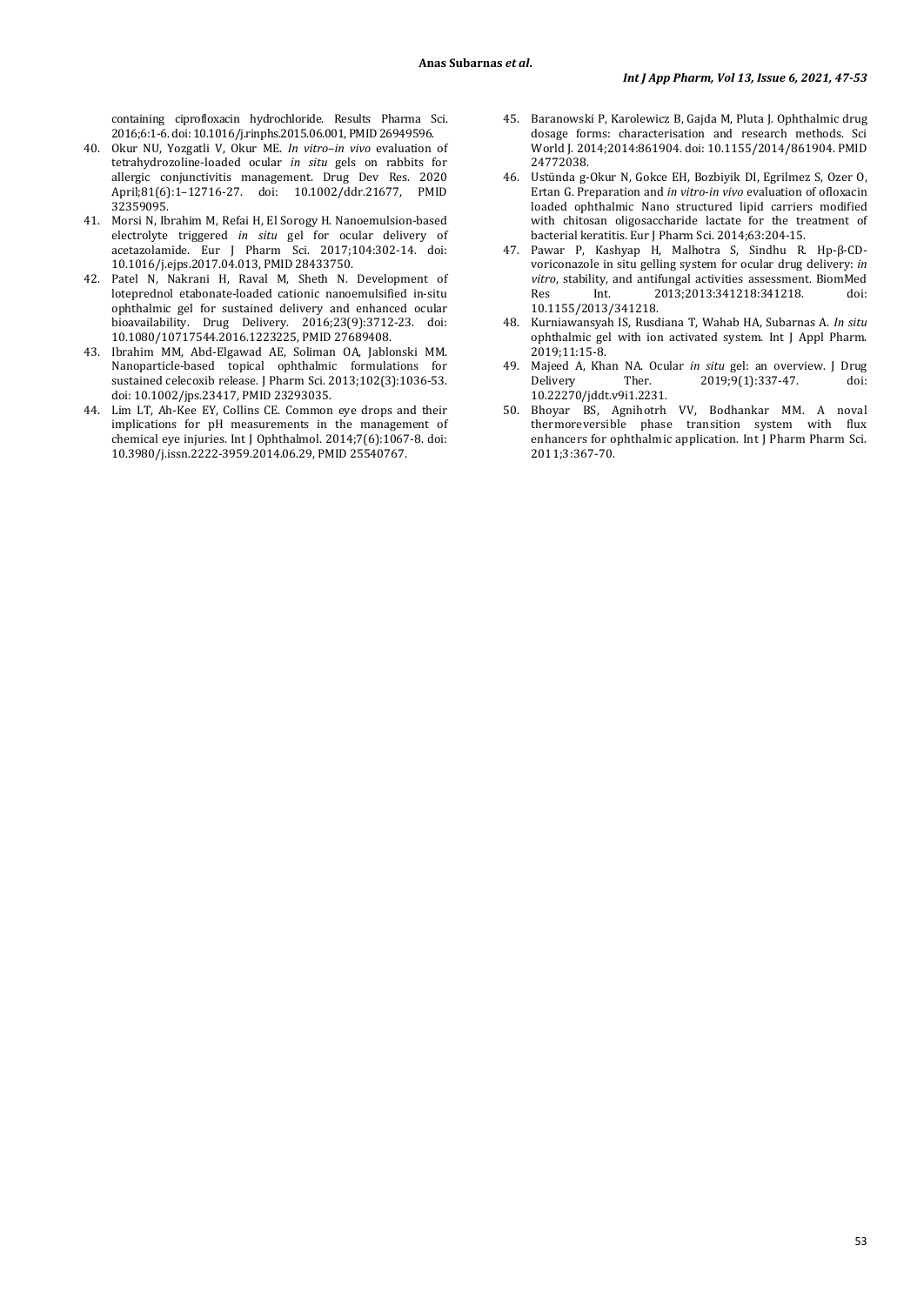containing ciprofloxacin hydrochloride. Results Pharma Sci. 2016;6:1-6. doi: 10.1016/j.rinphs.2015.06.001, PMID 26949596.

40. Okur NU, Yozgatli V, Okur ME. *In vitro–in vivo* evaluation of tetrahydrozoline-loaded ocular *in situ* gels on rabbits for allergic conjunctivitis management. Drug Dev Res. 2020 April;81(6):1–12716-27. doi: 10.1002/ddr.21677, PMID 32359095.
41. Morsi N, Ibrahim M, Refai H, El Sorogy H. Nanoemulsion-based electrolyte triggered *in situ* gel for ocular delivery of acetazolamide. Eur J Pharm Sci. 2017;104:302-14. doi: 10.1016/j.ejps.2017.04.013, PMID 28433750.
42. Patel N, Nakrani H, Raval M, Sheth N. Development of loteprednol etabonate-loaded cationic nanoemulsified in-situ ophthalmic gel for sustained delivery and enhanced ocular bioavailability. Drug Delivery. 2016;23(9):3712-23. doi: 10.1080/10717544.2016.1223225, PMID 27689408.
43. Ibrahim MM, Abd-Elgawad AE, Soliman OA, Jablonski MM. Nanoparticle-based topical ophthalmic formulations for sustained celecoxib release. J Pharm Sci. 2013;102(3):1036-53. doi: 10.1002/jps.23417, PMID 23293035.
44. Lim LT, Ah-Kee EY, Collins CE. Common eye drops and their implications for pH measurements in the management of chemical eye injuries. Int J Ophthalmol. 2014;7(6):1067-8. doi: 10.3980/j.issn.2222-3959.2014.06.29, PMID 25540767.
45. Baranowski P, Karolewicz B, Gajda M, Pluta J. Ophthalmic drug dosage forms: characterisation and research methods. Sci World J. 2014;2014:861904. doi: 10.1155/2014/861904. PMID 24772038.
46. Ustünda g-Okur N, Gokce EH, Bozbiyik DI, Egrilmez S, Ozer O, Ertan G. Preparation and *in vitro-in vivo* evaluation of ofloxacin loaded ophthalmic Nano structured lipid carriers modified with chitosan oligosaccharide lactate for the treatment of bacterial keratitis. Eur J Pharm Sci. 2014;63:204-15.
47. Pawar P, Kashyap H, Malhotra S, Sindhu R. Hp-β-CD-voriconazole in situ gelling system for ocular drug delivery: *in vitro*, stability, and antifungal activities assessment. BiomMed Res Int. 2013;2013:341218:341218. doi: 10.1155/2013/341218.
48. Kurniawansyah IS, Rusdiana T, Wahab HA, Subarnas A. *In situ* ophthalmic gel with ion activated system. Int J Appl Pharm. 2019;11:15-8.
49. Majeed A, Khan NA. Ocular *in situ* gel: an overview. J Drug Delivery Ther. 2019;9(1):337-47. doi: 10.22270/jddt.v9i1.2231.
50. Bhoyar BS, Agnihotrh VV, Bodhankar MM. A noval thermoreversible phase transition system with flux enhancers for ophthalmic application. Int J Pharm Pharm Sci. 2011;3:367-70.